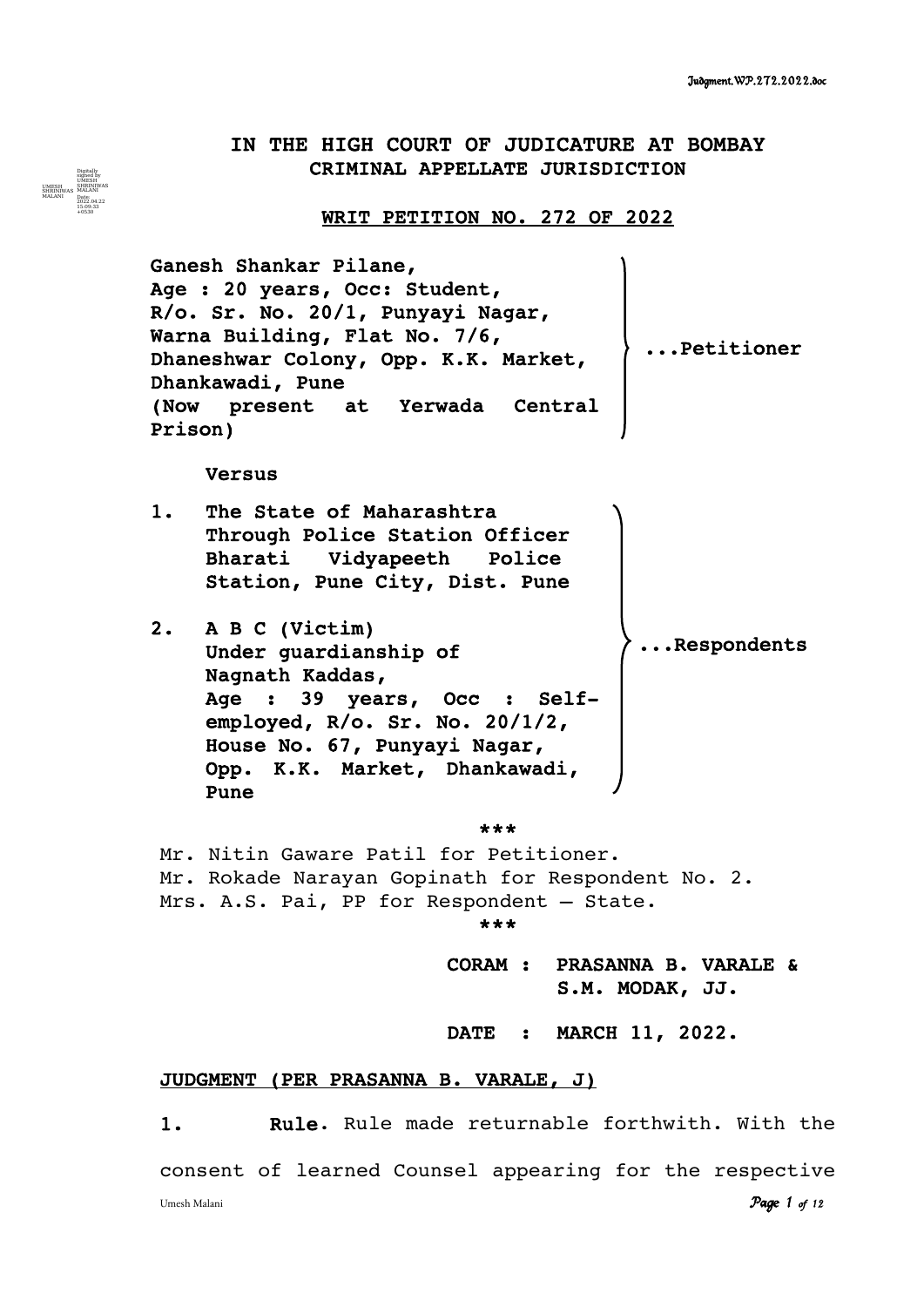# IN THE HIGH COURT OF JUDICATURE AT BOMBAY
## CRIMINAL APPELLATE JURISDICTION

### WRIT PETITION NO. 272 OF 2022

**Ganesh Shankar Pilane,**
**Age : 20 years, Occ: Student,**
**R/o. Sr. No. 20/1, Punyayi Nagar,**
**Warna Building, Flat No. 7/6,**
**Dhaneshwar Colony, Opp. K.K. Market,**
**Dhankawadi, Pune**
**(Now present at Yerwada Central Prison)** ...**Petitioner**

**Versus**

1. **The State of Maharashtra Through Police Station Officer Bharati Vidyapeeth Police Station, Pune City, Dist. Pune**

2. **A B C (Victim) Under guardianship of Nagnath Kaddas, Age : 39 years, Occ : Self-employed, R/o. Sr. No. 20/1/2, House No. 67, Punyayi Nagar, Opp. K.K. Market, Dhankawadi, Pune** ...**Respondents**

\*\*\*

Mr. Nitin Gaware Patil for Petitioner.
Mr. Rokade Narayan Gopinath for Respondent No. 2.
Mrs. A.S. Pai, PP for Respondent – State.

\*\*\*

**CORAM : PRASANNA B. VARALE & S.M. MODAK, JJ.**

**DATE : MARCH 11, 2022.**

**JUDGMENT (PER PRASANNA B. VARALE, J)**

**1.** **Rule**. Rule made returnable forthwith. With the consent of learned Counsel appearing for the respective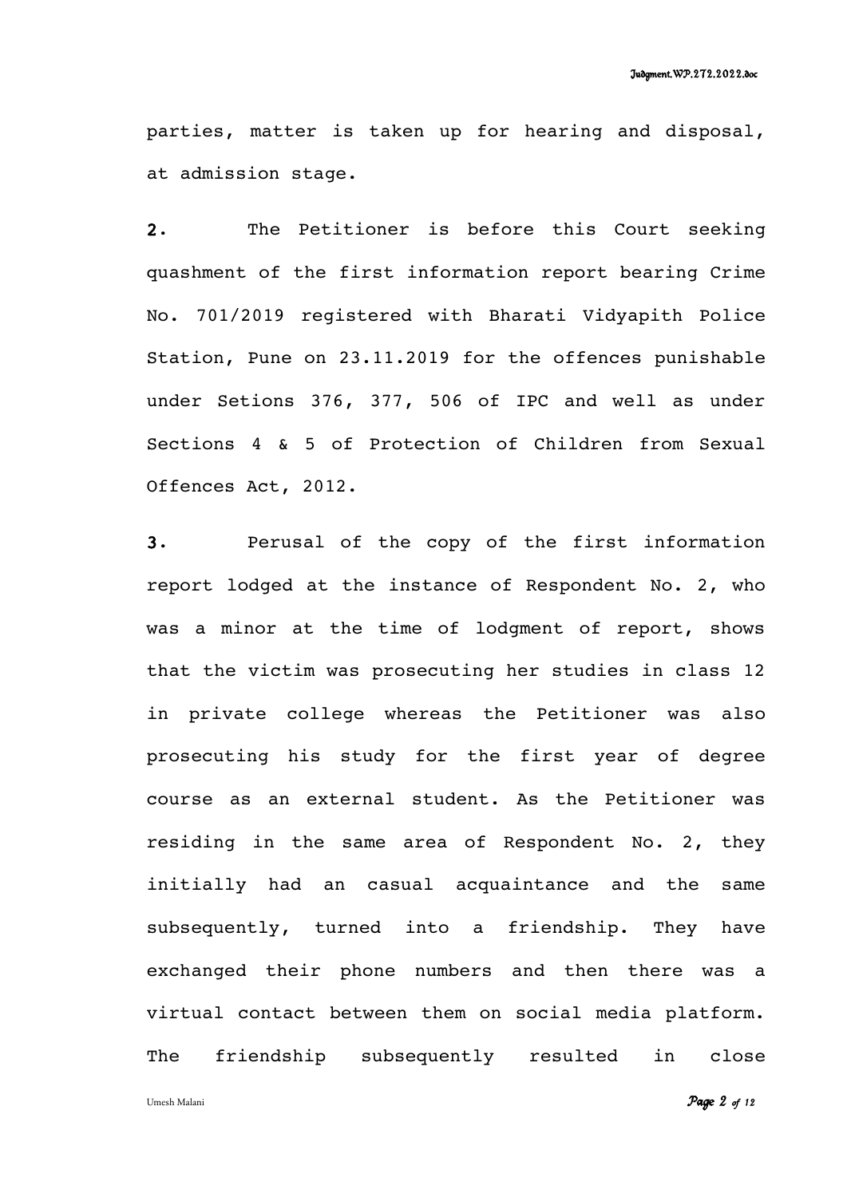parties, matter is taken up for hearing and disposal, at admission stage.

**2.** The Petitioner is before this Court seeking quashment of the first information report bearing Crime No. 701/2019 registered with Bharati Vidyapith Police Station, Pune on 23.11.2019 for the offences punishable under Setions 376, 377, 506 of IPC and well as under Sections 4 & 5 of Protection of Children from Sexual Offences Act, 2012.

**3.** Perusal of the copy of the first information report lodged at the instance of Respondent No. 2, who was a minor at the time of lodgment of report, shows that the victim was prosecuting her studies in class 12 in private college whereas the Petitioner was also prosecuting his study for the first year of degree course as an external student. As the Petitioner was residing in the same area of Respondent No. 2, they initially had an casual acquaintance and the same subsequently, turned into a friendship. They have exchanged their phone numbers and then there was a virtual contact between them on social media platform. The friendship subsequently resulted in close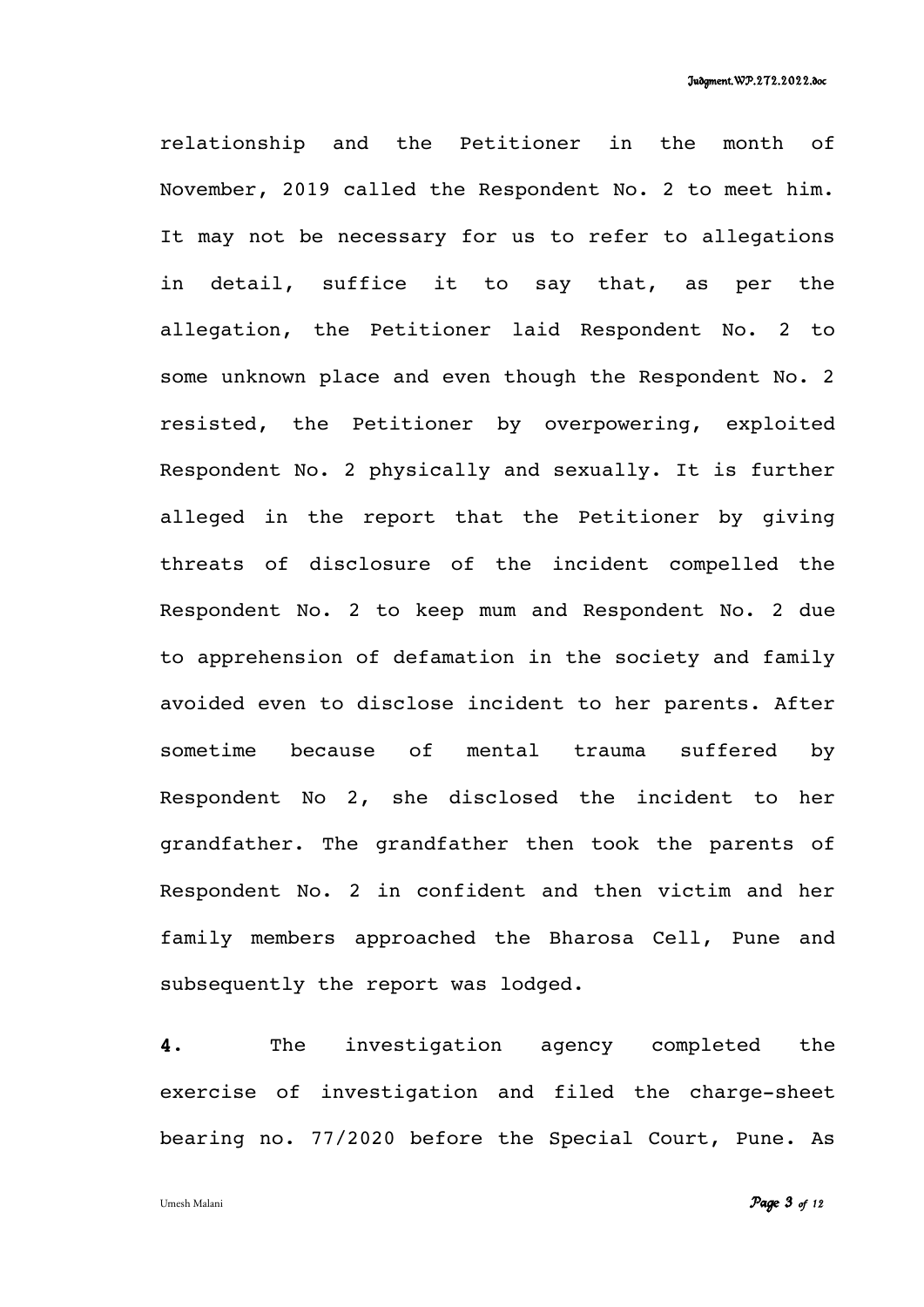relationship and the Petitioner in the month of November, 2019 called the Respondent No. 2 to meet him. It may not be necessary for us to refer to allegations in detail, suffice it to say that, as per the allegation, the Petitioner laid Respondent No. 2 to some unknown place and even though the Respondent No. 2 resisted, the Petitioner by overpowering, exploited Respondent No. 2 physically and sexually. It is further alleged in the report that the Petitioner by giving threats of disclosure of the incident compelled the Respondent No. 2 to keep mum and Respondent No. 2 due to apprehension of defamation in the society and family avoided even to disclose incident to her parents. After sometime because of mental trauma suffered by Respondent No 2, she disclosed the incident to her grandfather. The grandfather then took the parents of Respondent No. 2 in confident and then victim and her family members approached the Bharosa Cell, Pune and subsequently the report was lodged.

**4.** The investigation agency completed the exercise of investigation and filed the charge-sheet bearing no. 77/2020 before the Special Court, Pune. As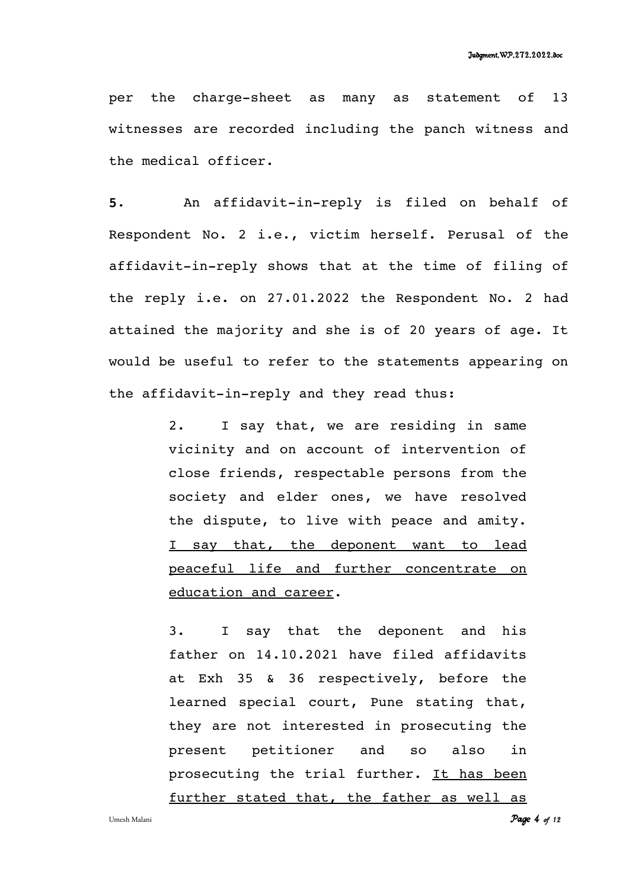per the charge-sheet as many as statement of 13 witnesses are recorded including the panch witness and the medical officer.

**5.** An affidavit-in-reply is filed on behalf of Respondent No. 2 i.e., victim herself. Perusal of the affidavit-in-reply shows that at the time of filing of the reply i.e. on 27.01.2022 the Respondent No. 2 had attained the majority and she is of 20 years of age. It would be useful to refer to the statements appearing on the affidavit-in-reply and they read thus:

> 2. I say that, we are residing in same vicinity and on account of intervention of close friends, respectable persons from the society and elder ones, we have resolved the dispute, to live with peace and amity. <u>I say that, the deponent want to lead peaceful life and further concentrate on education and career</u>.
>
> 3. I say that the deponent and his father on 14.10.2021 have filed affidavits at Exh 35 & 36 respectively, before the learned special court, Pune stating that, they are not interested in prosecuting the present petitioner and so also in prosecuting the trial further. <u>It has been further stated that, the father as well as</u>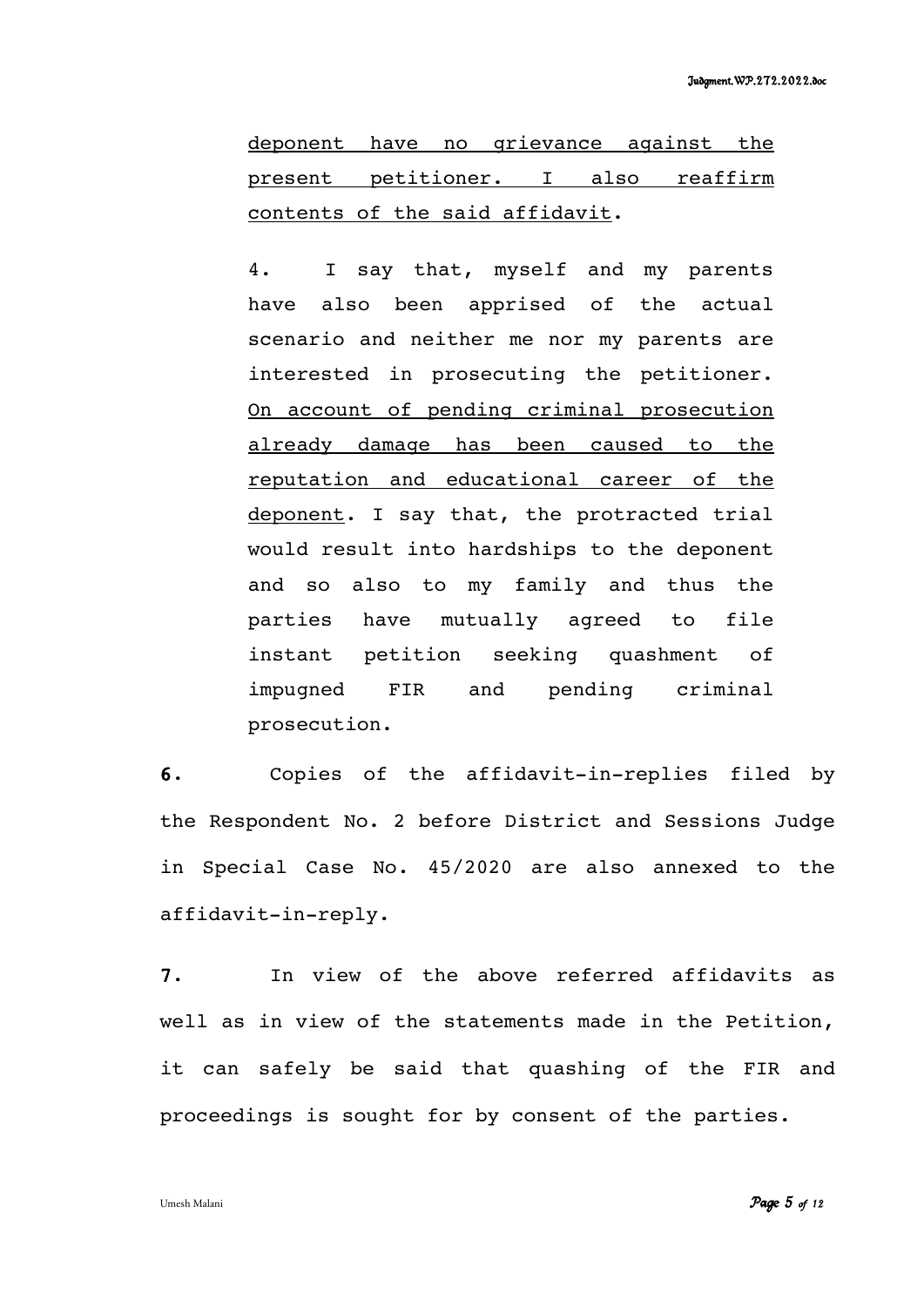> deponent have no grievance against the present petitioner. I also reaffirm contents of the said affidavit.
>
> 4. I say that, myself and my parents have also been apprised of the actual scenario and neither me nor my parents are interested in prosecuting the petitioner. On account of pending criminal prosecution already damage has been caused to the reputation and educational career of the deponent. I say that, the protracted trial would result into hardships to the deponent and so also to my family and thus the parties have mutually agreed to file instant petition seeking quashment of impugned FIR and pending criminal prosecution.

**6.** Copies of the affidavit-in-replies filed by the Respondent No. 2 before District and Sessions Judge in Special Case No. 45/2020 are also annexed to the affidavit-in-reply.

**7.** In view of the above referred affidavits as well as in view of the statements made in the Petition, it can safely be said that quashing of the FIR and proceedings is sought for by consent of the parties.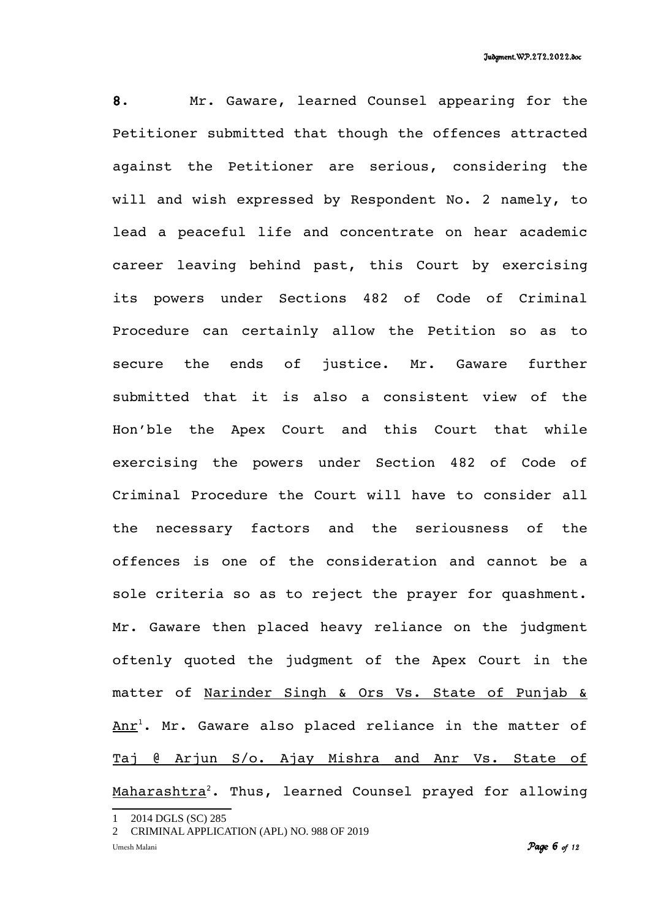**8.** Mr. Gaware, learned Counsel appearing for the Petitioner submitted that though the offences attracted against the Petitioner are serious, considering the will and wish expressed by Respondent No. 2 namely, to lead a peaceful life and concentrate on hear academic career leaving behind past, this Court by exercising its powers under Sections 482 of Code of Criminal Procedure can certainly allow the Petition so as to secure the ends of justice. Mr. Gaware further submitted that it is also a consistent view of the Hon'ble the Apex Court and this Court that while exercising the powers under Section 482 of Code of Criminal Procedure the Court will have to consider all the necessary factors and the seriousness of the offences is one of the consideration and cannot be a sole criteria so as to reject the prayer for quashment. Mr. Gaware then placed heavy reliance on the judgment oftenly quoted the judgment of the Apex Court in the matter of Narinder Singh & Ors Vs. State of Punjab & Anr[1]. Mr. Gaware also placed reliance in the matter of Taj @ Arjun S/o. Ajay Mishra and Anr Vs. State of Maharashtra[2]. Thus, learned Counsel prayed for allowing

---

1 2014 DGLS (SC) 285

2 CRIMINAL APPLICATION (APL) NO. 988 OF 2019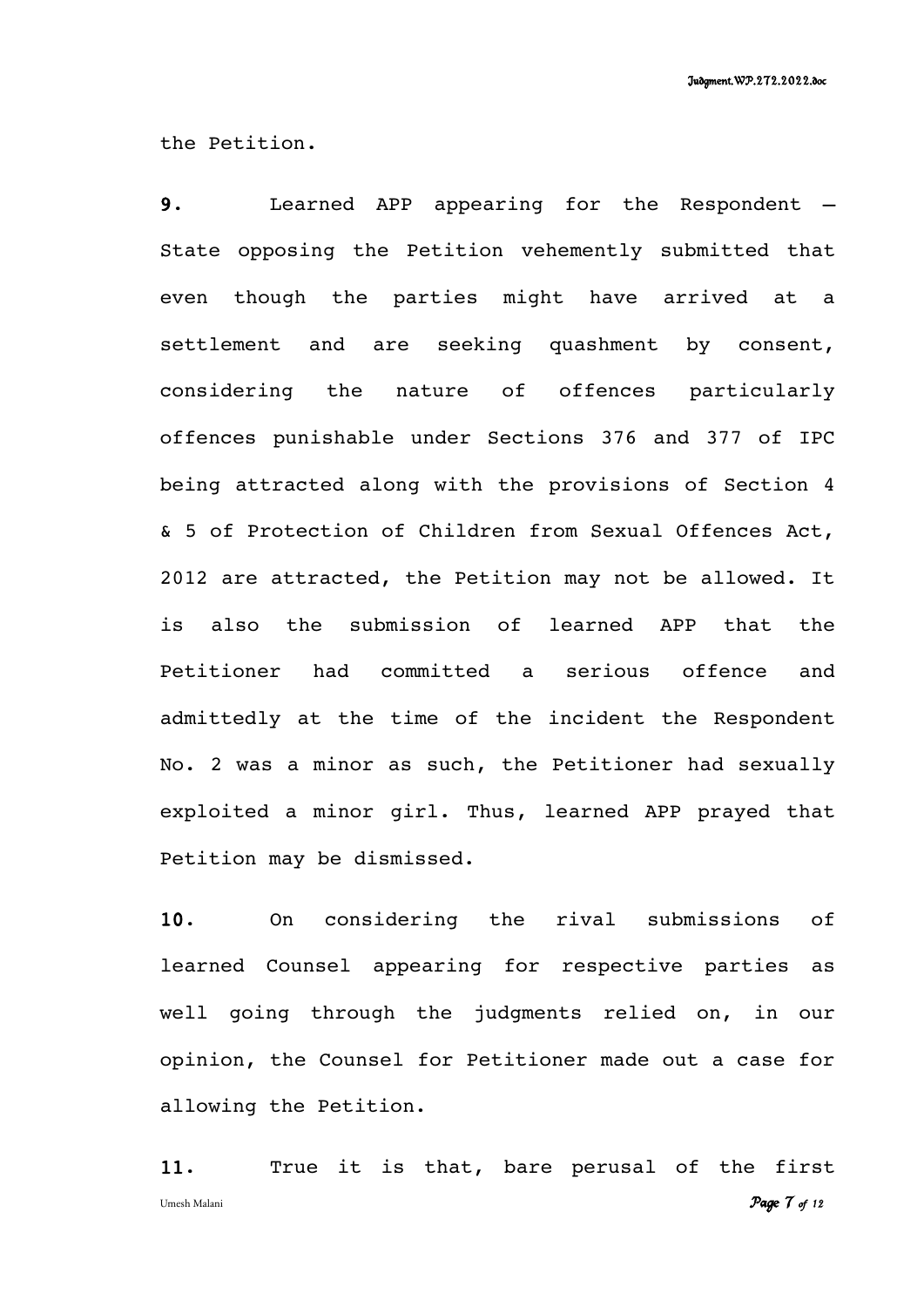the Petition.

**9.** Learned APP appearing for the Respondent – State opposing the Petition vehemently submitted that even though the parties might have arrived at a settlement and are seeking quashment by consent, considering the nature of offences particularly offences punishable under Sections 376 and 377 of IPC being attracted along with the provisions of Section 4 & 5 of Protection of Children from Sexual Offences Act, 2012 are attracted, the Petition may not be allowed. It is also the submission of learned APP that the Petitioner had committed a serious offence and admittedly at the time of the incident the Respondent No. 2 was a minor as such, the Petitioner had sexually exploited a minor girl. Thus, learned APP prayed that Petition may be dismissed.

**10.** On considering the rival submissions of learned Counsel appearing for respective parties as well going through the judgments relied on, in our opinion, the Counsel for Petitioner made out a case for allowing the Petition.

**11.** True it is that, bare perusal of the first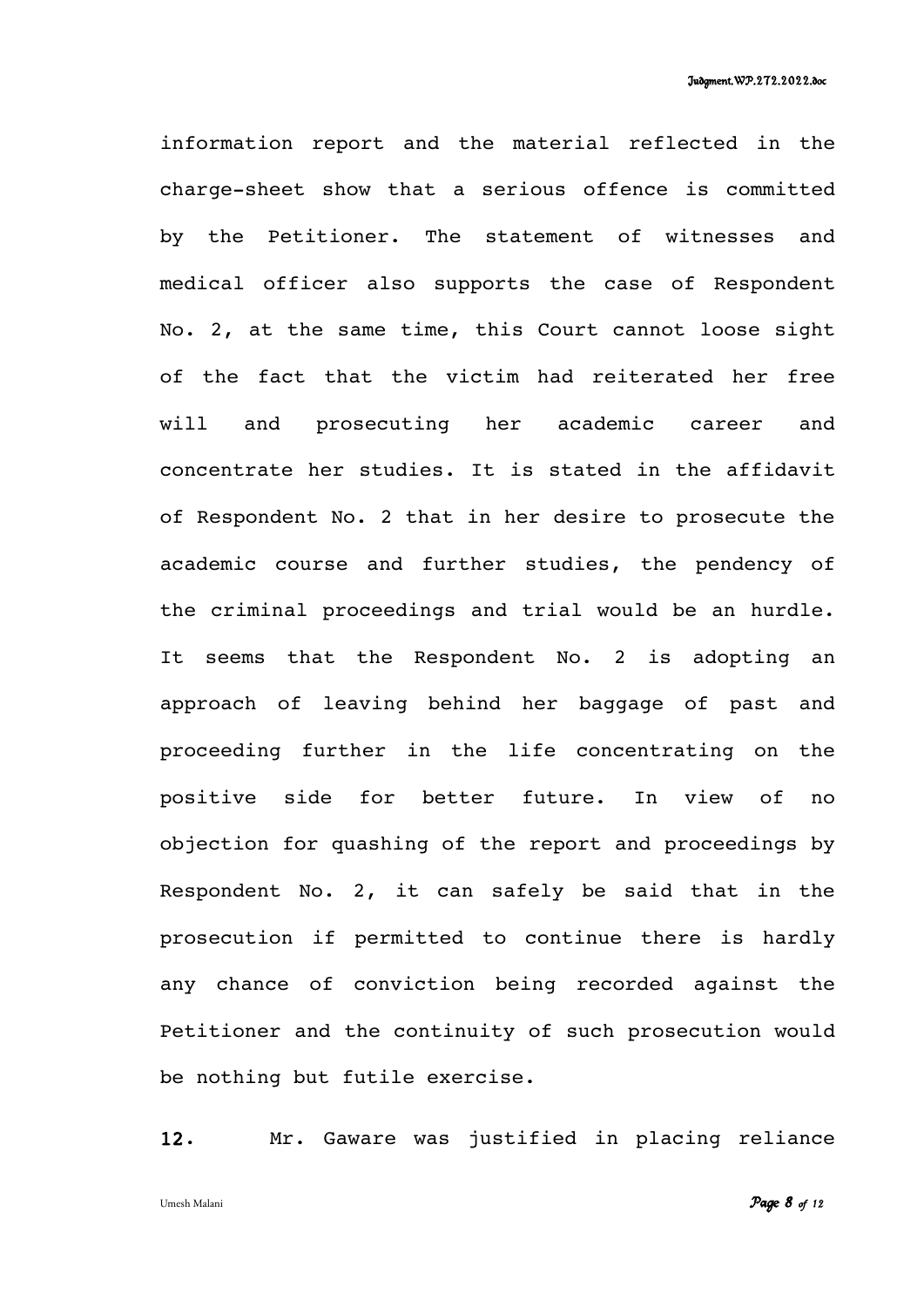information report and the material reflected in the charge-sheet show that a serious offence is committed by the Petitioner. The statement of witnesses and medical officer also supports the case of Respondent No. 2, at the same time, this Court cannot loose sight of the fact that the victim had reiterated her free will and prosecuting her academic career and concentrate her studies. It is stated in the affidavit of Respondent No. 2 that in her desire to prosecute the academic course and further studies, the pendency of the criminal proceedings and trial would be an hurdle. It seems that the Respondent No. 2 is adopting an approach of leaving behind her baggage of past and proceeding further in the life concentrating on the positive side for better future. In view of no objection for quashing of the report and proceedings by Respondent No. 2, it can safely be said that in the prosecution if permitted to continue there is hardly any chance of conviction being recorded against the Petitioner and the continuity of such prosecution would be nothing but futile exercise.

**12.** Mr. Gaware was justified in placing reliance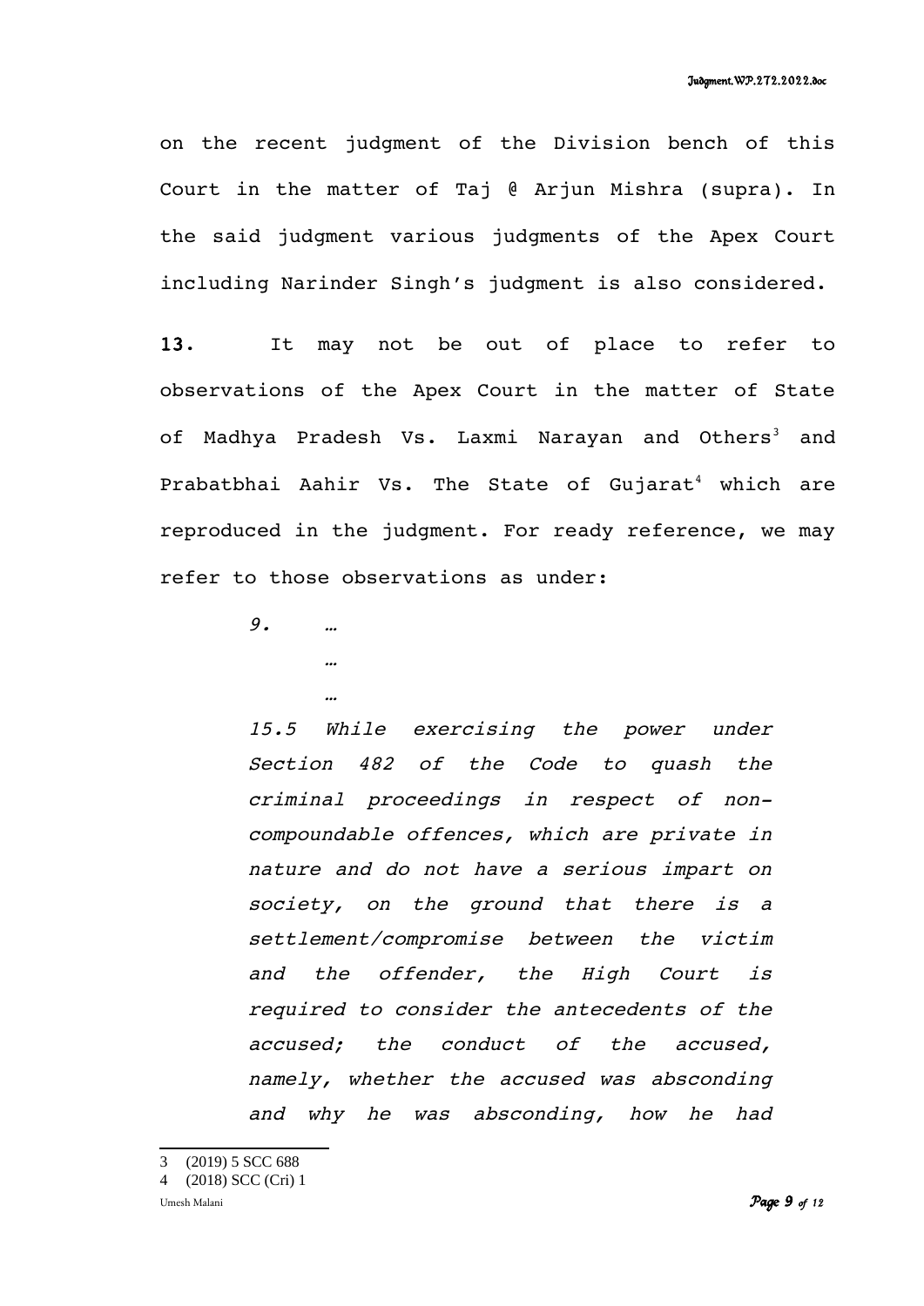on the recent judgment of the Division bench of this Court in the matter of Taj @ Arjun Mishra (supra). In the said judgment various judgments of the Apex Court including Narinder Singh's judgment is also considered.

**13.** It may not be out of place to refer to observations of the Apex Court in the matter of State of Madhya Pradesh Vs. Laxmi Narayan and Others[3] and Prabatbhai Aahir Vs. The State of Gujarat[4] which are reproduced in the judgment. For ready reference, we may refer to those observations as under:

> *9. …*
>
> *…*
>
> *…*
>
> *15.5 While exercising the power under Section 482 of the Code to quash the criminal proceedings in respect of non-compoundable offences, which are private in nature and do not have a serious impart on society, on the ground that there is a settlement/compromise between the victim and the offender, the High Court is required to consider the antecedents of the accused; the conduct of the accused, namely, whether the accused was absconding and why he was absconding, how he had*

---

3 (2019) 5 SCC 688

4 (2018) SCC (Cri) 1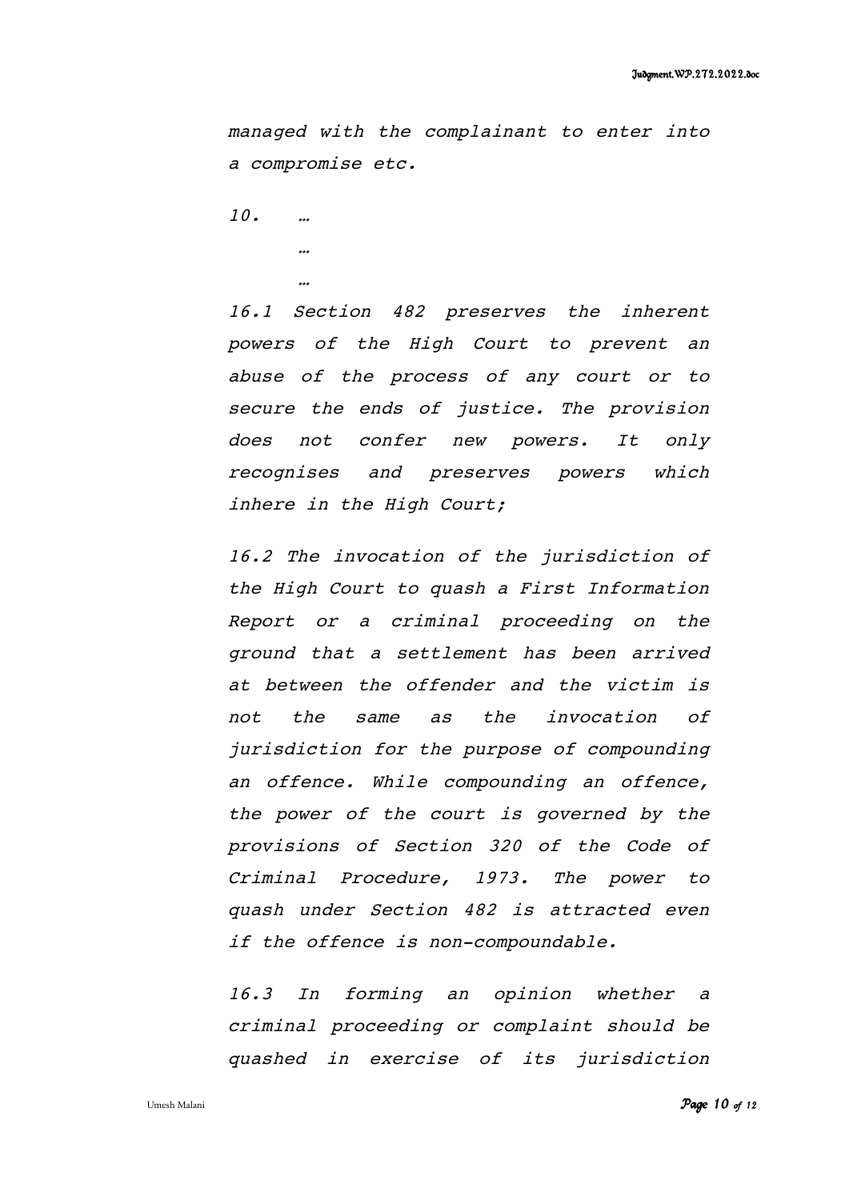*managed with the complainant to enter into a compromise etc.*

*10. …*

*…*

*…*

*16.1 Section 482 preserves the inherent powers of the High Court to prevent an abuse of the process of any court or to secure the ends of justice. The provision does not confer new powers. It only recognises and preserves powers which inhere in the High Court;*

*16.2 The invocation of the jurisdiction of the High Court to quash a First Information Report or a criminal proceeding on the ground that a settlement has been arrived at between the offender and the victim is not the same as the invocation of jurisdiction for the purpose of compounding an offence. While compounding an offence, the power of the court is governed by the provisions of Section 320 of the Code of Criminal Procedure, 1973. The power to quash under Section 482 is attracted even if the offence is non-compoundable.*

*16.3 In forming an opinion whether a criminal proceeding or complaint should be quashed in exercise of its jurisdiction*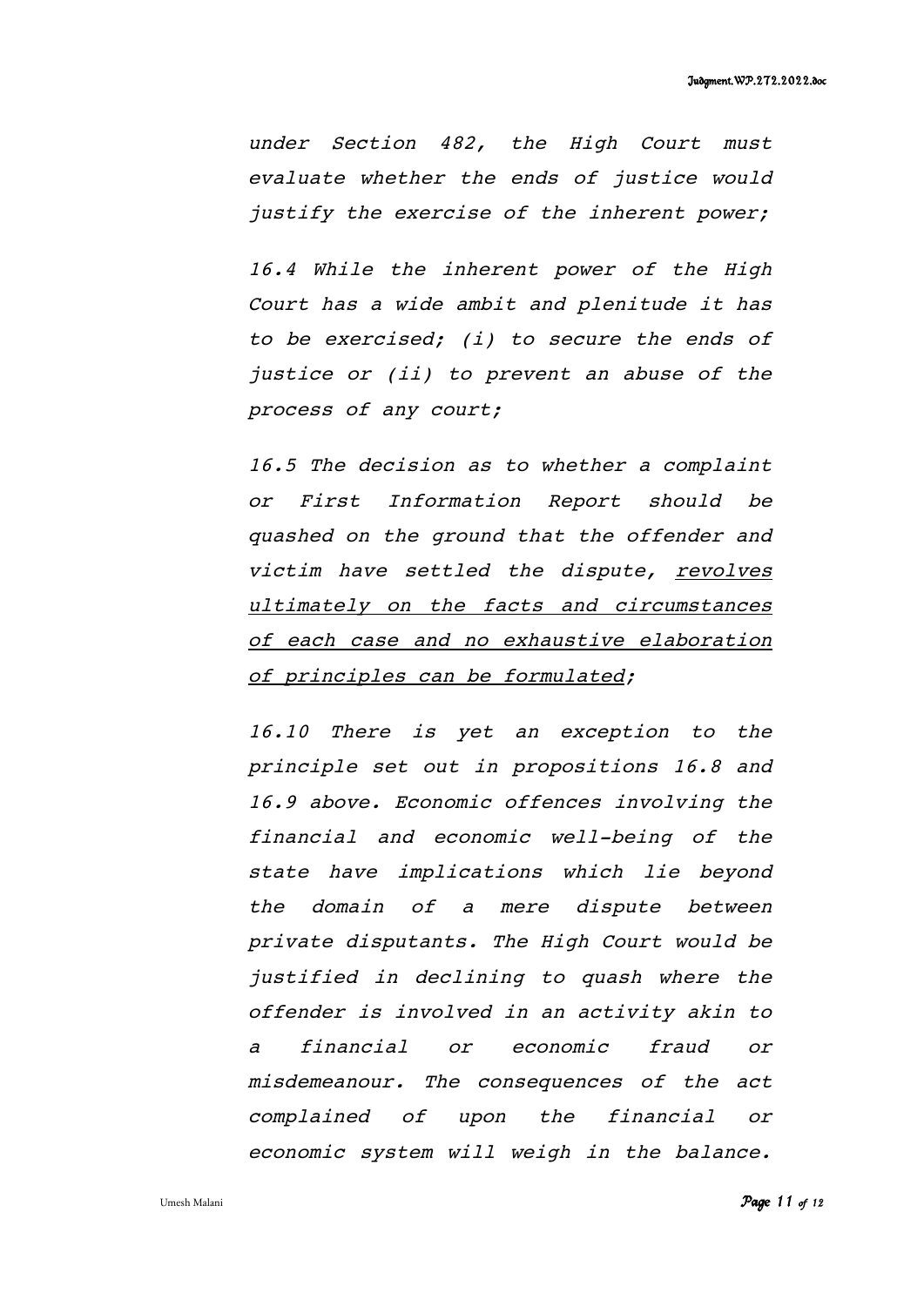*under Section 482, the High Court must evaluate whether the ends of justice would justify the exercise of the inherent power;*

*16.4 While the inherent power of the High Court has a wide ambit and plenitude it has to be exercised; (i) to secure the ends of justice or (ii) to prevent an abuse of the process of any court;*

*16.5 The decision as to whether a complaint or First Information Report should be quashed on the ground that the offender and victim have settled the dispute, <u>revolves ultimately on the facts and circumstances of each case and no exhaustive elaboration of principles can be formulated</u>;*

*16.10 There is yet an exception to the principle set out in propositions 16.8 and 16.9 above. Economic offences involving the financial and economic well-being of the state have implications which lie beyond the domain of a mere dispute between private disputants. The High Court would be justified in declining to quash where the offender is involved in an activity akin to a financial or economic fraud or misdemeanour. The consequences of the act complained of upon the financial or economic system will weigh in the balance.*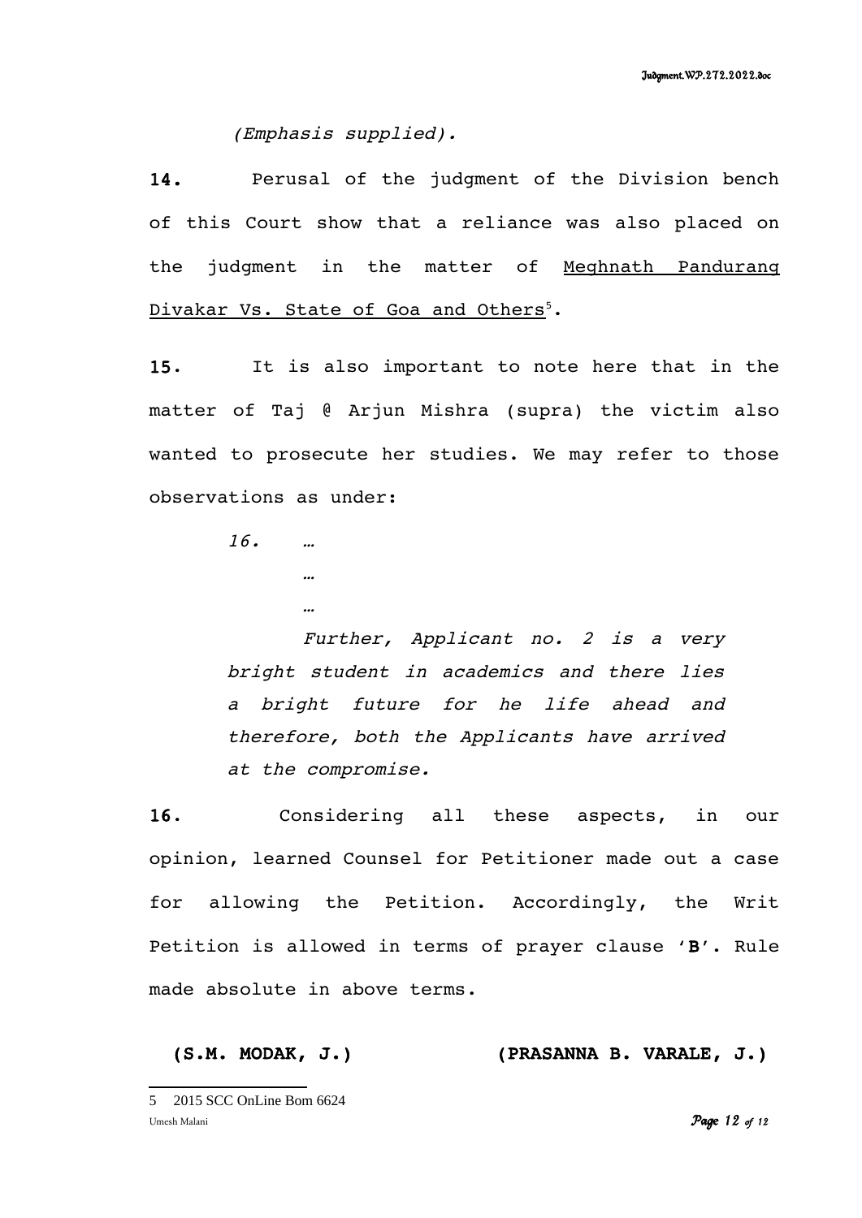*(Emphasis supplied).*

**14.** Perusal of the judgment of the Division bench of this Court show that a reliance was also placed on the judgment in the matter of Meghnath Pandurang Divakar Vs. State of Goa and Others[5].

**15.** It is also important to note here that in the matter of Taj @ Arjun Mishra (supra) the victim also wanted to prosecute her studies. We may refer to those observations as under:

> *16. …*
>
> *…*
>
> *…*
>
> *Further, Applicant no. 2 is a very bright student in academics and there lies a bright future for he life ahead and therefore, both the Applicants have arrived at the compromise.*

**16.** Considering all these aspects, in our opinion, learned Counsel for Petitioner made out a case for allowing the Petition. Accordingly, the Writ Petition is allowed in terms of prayer clause '**B**'. Rule made absolute in above terms.

**(S.M. MODAK, J.)** **(PRASANNA B. VARALE, J.)**

5 2015 SCC OnLine Bom 6624

Umesh Malani